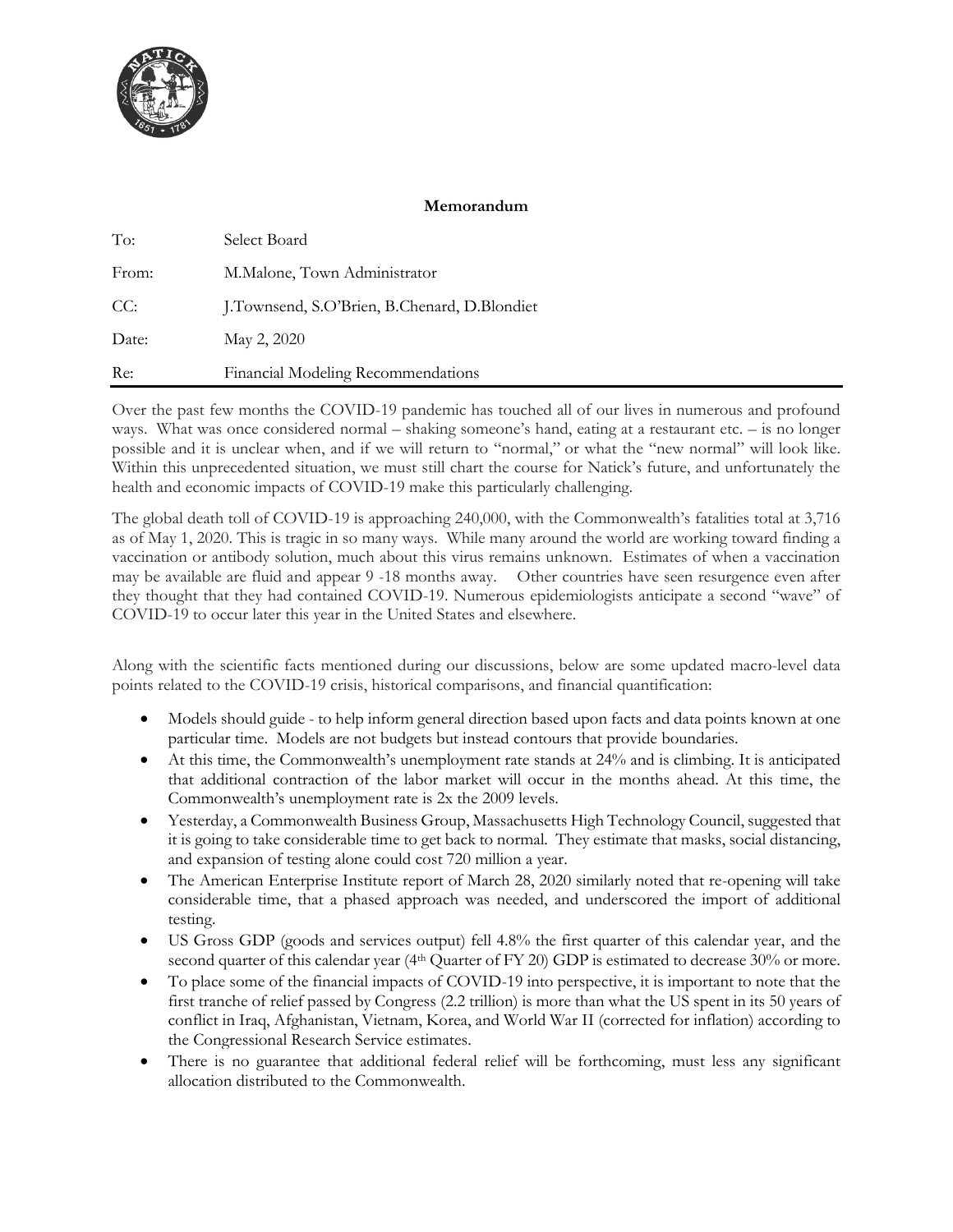**Memorandum**

| | |
|---|---|
| To: | Select Board |
| From: | M.Malone, Town Administrator |
| CC: | J.Townsend, S.O'Brien, B.Chenard, D.Blondiet |
| Date: | May 2, 2020 |
| Re: | Financial Modeling Recommendations |

Over the past few months the COVID-19 pandemic has touched all of our lives in numerous and profound ways. What was once considered normal – shaking someone's hand, eating at a restaurant etc. – is no longer possible and it is unclear when, and if we will return to "normal," or what the "new normal" will look like. Within this unprecedented situation, we must still chart the course for Natick's future, and unfortunately the health and economic impacts of COVID-19 make this particularly challenging.

The global death toll of COVID-19 is approaching 240,000, with the Commonwealth's fatalities total at 3,716 as of May 1, 2020. This is tragic in so many ways. While many around the world are working toward finding a vaccination or antibody solution, much about this virus remains unknown. Estimates of when a vaccination may be available are fluid and appear 9 -18 months away. Other countries have seen resurgence even after they thought that they had contained COVID-19. Numerous epidemiologists anticipate a second "wave" of COVID-19 to occur later this year in the United States and elsewhere.

Along with the scientific facts mentioned during our discussions, below are some updated macro-level data points related to the COVID-19 crisis, historical comparisons, and financial quantification:

- Models should guide - to help inform general direction based upon facts and data points known at one particular time. Models are not budgets but instead contours that provide boundaries.
- At this time, the Commonwealth's unemployment rate stands at 24% and is climbing. It is anticipated that additional contraction of the labor market will occur in the months ahead. At this time, the Commonwealth's unemployment rate is 2x the 2009 levels.
- Yesterday, a Commonwealth Business Group, Massachusetts High Technology Council, suggested that it is going to take considerable time to get back to normal. They estimate that masks, social distancing, and expansion of testing alone could cost 720 million a year.
- The American Enterprise Institute report of March 28, 2020 similarly noted that re-opening will take considerable time, that a phased approach was needed, and underscored the import of additional testing.
- US Gross GDP (goods and services output) fell 4.8% the first quarter of this calendar year, and the second quarter of this calendar year (4th Quarter of FY 20) GDP is estimated to decrease 30% or more.
- To place some of the financial impacts of COVID-19 into perspective, it is important to note that the first tranche of relief passed by Congress (2.2 trillion) is more than what the US spent in its 50 years of conflict in Iraq, Afghanistan, Vietnam, Korea, and World War II (corrected for inflation) according to the Congressional Research Service estimates.
- There is no guarantee that additional federal relief will be forthcoming, must less any significant allocation distributed to the Commonwealth.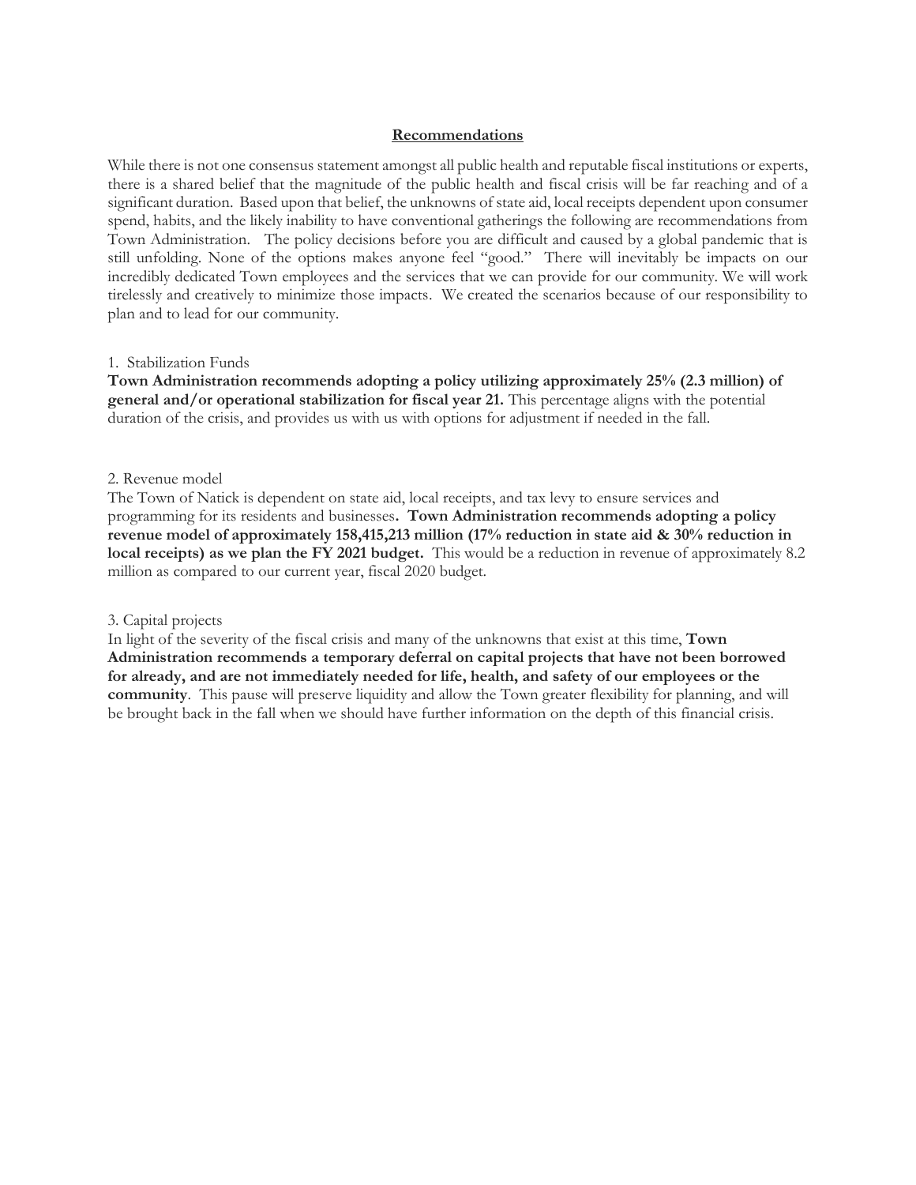## Recommendations

While there is not one consensus statement amongst all public health and reputable fiscal institutions or experts, there is a shared belief that the magnitude of the public health and fiscal crisis will be far reaching and of a significant duration. Based upon that belief, the unknowns of state aid, local receipts dependent upon consumer spend, habits, and the likely inability to have conventional gatherings the following are recommendations from Town Administration. The policy decisions before you are difficult and caused by a global pandemic that is still unfolding. None of the options makes anyone feel "good." There will inevitably be impacts on our incredibly dedicated Town employees and the services that we can provide for our community. We will work tirelessly and creatively to minimize those impacts. We created the scenarios because of our responsibility to plan and to lead for our community.

1. Stabilization Funds

**Town Administration recommends adopting a policy utilizing approximately 25% (2.3 million) of general and/or operational stabilization for fiscal year 21.** This percentage aligns with the potential duration of the crisis, and provides us with us with options for adjustment if needed in the fall.

2. Revenue model

The Town of Natick is dependent on state aid, local receipts, and tax levy to ensure services and programming for its residents and businesses**. Town Administration recommends adopting a policy revenue model of approximately 158,415,213 million (17% reduction in state aid & 30% reduction in local receipts) as we plan the FY 2021 budget.** This would be a reduction in revenue of approximately 8.2 million as compared to our current year, fiscal 2020 budget.

3. Capital projects

In light of the severity of the fiscal crisis and many of the unknowns that exist at this time, **Town Administration recommends a temporary deferral on capital projects that have not been borrowed for already, and are not immediately needed for life, health, and safety of our employees or the community**. This pause will preserve liquidity and allow the Town greater flexibility for planning, and will be brought back in the fall when we should have further information on the depth of this financial crisis.